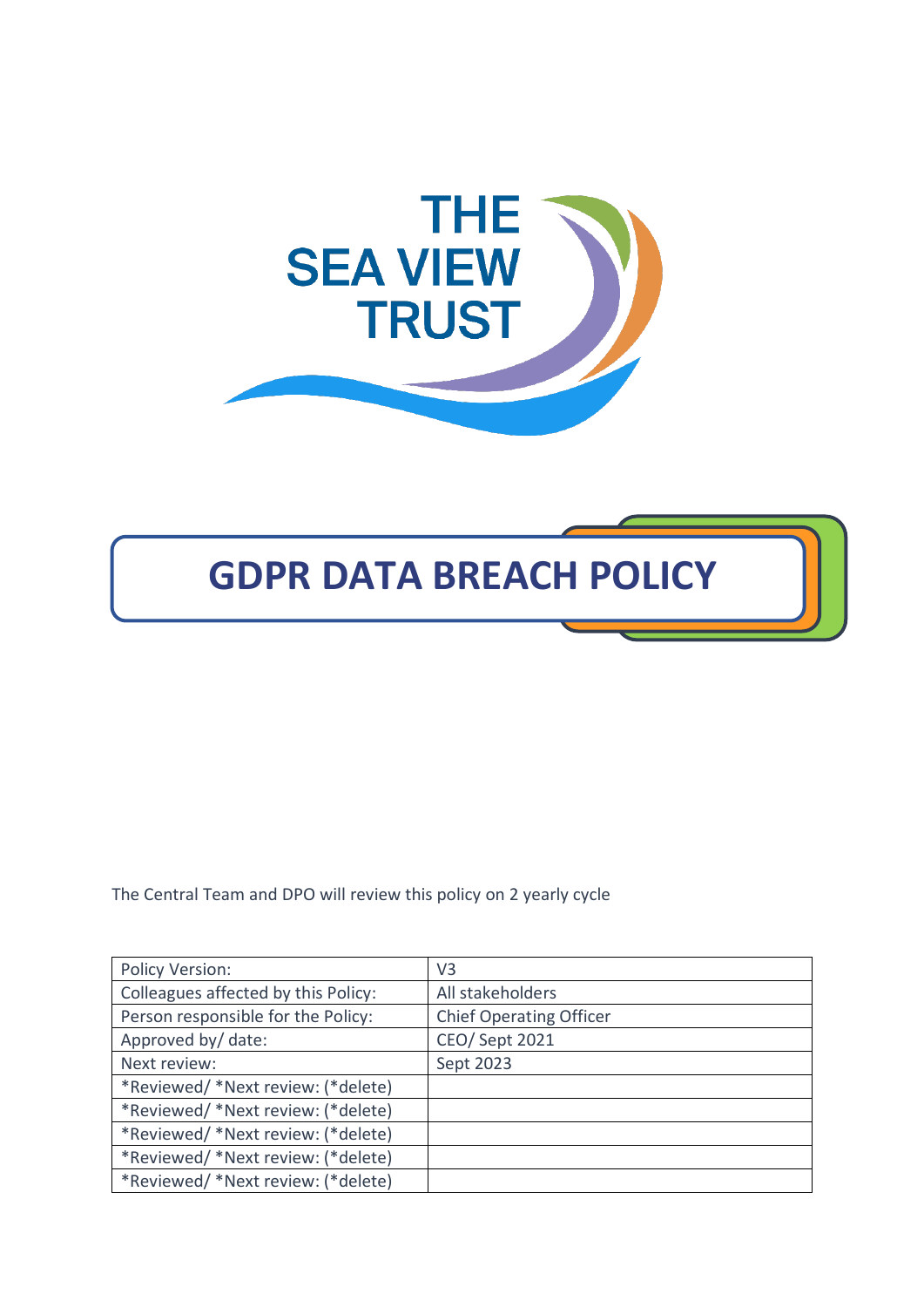THE SEA VIEW TRUST

# GDPR DATA BREACH POLICY

The Central Team and DPO will review this policy on 2 yearly cycle

| Policy Version: | V3 |
|---|---|
| Colleagues affected by this Policy: | All stakeholders |
| Person responsible for the Policy: | Chief Operating Officer |
| Approved by/ date: | CEO/ Sept 2021 |
| Next review: | Sept 2023 |
| *Reviewed/ *Next review: (*delete) | |
| *Reviewed/ *Next review: (*delete) | |
| *Reviewed/ *Next review: (*delete) | |
| *Reviewed/ *Next review: (*delete) | |
| *Reviewed/ *Next review: (*delete) | |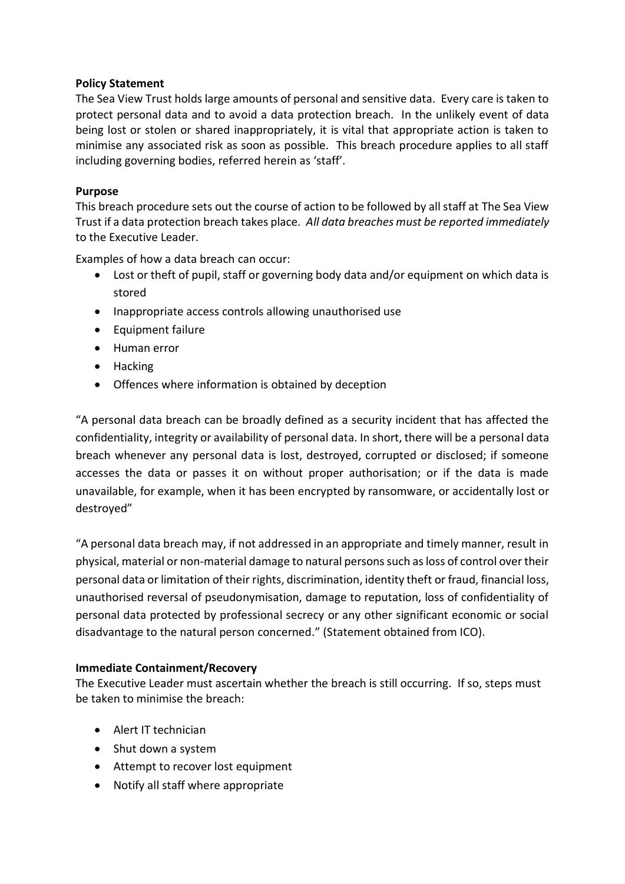**Policy Statement**

The Sea View Trust holds large amounts of personal and sensitive data. Every care is taken to protect personal data and to avoid a data protection breach. In the unlikely event of data being lost or stolen or shared inappropriately, it is vital that appropriate action is taken to minimise any associated risk as soon as possible. This breach procedure applies to all staff including governing bodies, referred herein as 'staff'.

**Purpose**

This breach procedure sets out the course of action to be followed by all staff at The Sea View Trust if a data protection breach takes place. *All data breaches must be reported immediately* to the Executive Leader.

Examples of how a data breach can occur:

- Lost or theft of pupil, staff or governing body data and/or equipment on which data is stored
- Inappropriate access controls allowing unauthorised use
- Equipment failure
- Human error
- Hacking
- Offences where information is obtained by deception

"A personal data breach can be broadly defined as a security incident that has affected the confidentiality, integrity or availability of personal data. In short, there will be a personal data breach whenever any personal data is lost, destroyed, corrupted or disclosed; if someone accesses the data or passes it on without proper authorisation; or if the data is made unavailable, for example, when it has been encrypted by ransomware, or accidentally lost or destroyed"

"A personal data breach may, if not addressed in an appropriate and timely manner, result in physical, material or non-material damage to natural persons such as loss of control over their personal data or limitation of their rights, discrimination, identity theft or fraud, financial loss, unauthorised reversal of pseudonymisation, damage to reputation, loss of confidentiality of personal data protected by professional secrecy or any other significant economic or social disadvantage to the natural person concerned." (Statement obtained from ICO).

**Immediate Containment/Recovery**

The Executive Leader must ascertain whether the breach is still occurring. If so, steps must be taken to minimise the breach:

- Alert IT technician
- Shut down a system
- Attempt to recover lost equipment
- Notify all staff where appropriate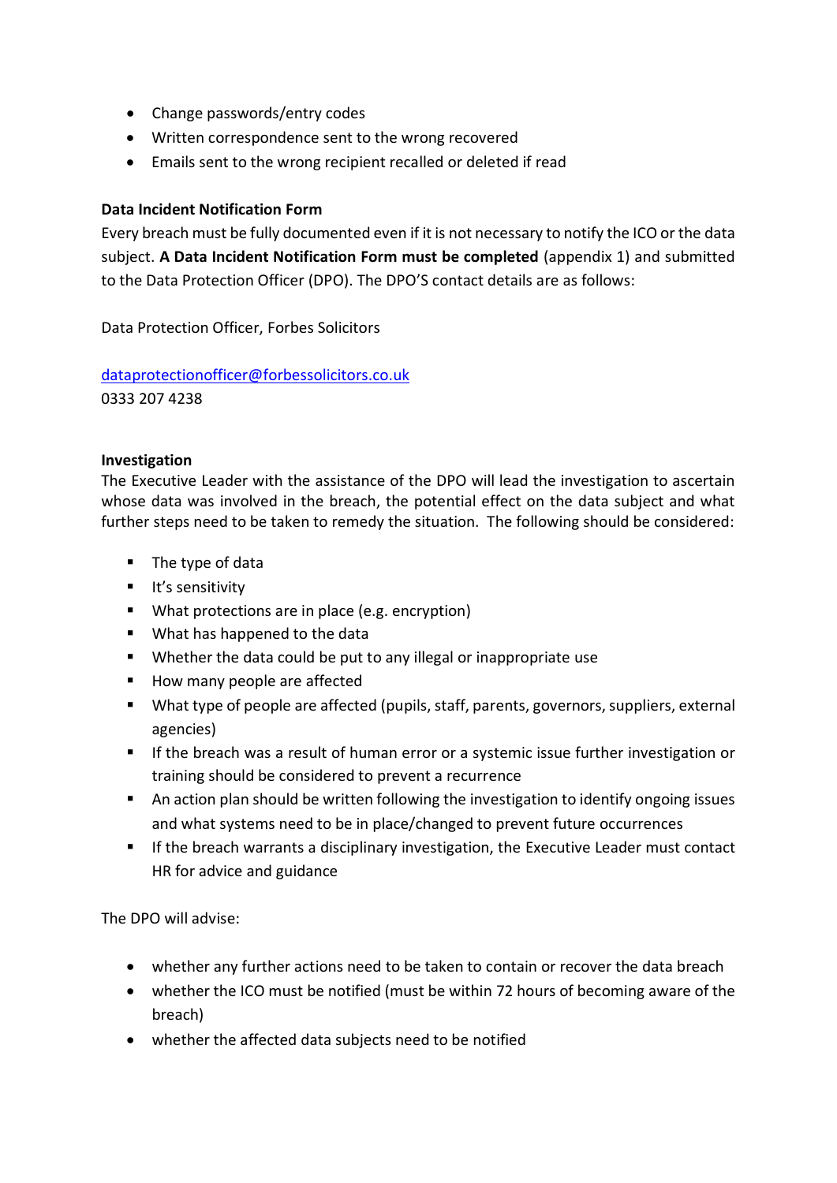- Change passwords/entry codes
- Written correspondence sent to the wrong recovered
- Emails sent to the wrong recipient recalled or deleted if read

**Data Incident Notification Form**

Every breach must be fully documented even if it is not necessary to notify the ICO or the data subject. **A Data Incident Notification Form must be completed** (appendix 1) and submitted to the Data Protection Officer (DPO). The DPO'S contact details are as follows:

Data Protection Officer, Forbes Solicitors

dataprotectionofficer@forbessolicitors.co.uk
0333 207 4238

**Investigation**

The Executive Leader with the assistance of the DPO will lead the investigation to ascertain whose data was involved in the breach, the potential effect on the data subject and what further steps need to be taken to remedy the situation. The following should be considered:

- The type of data
- It's sensitivity
- What protections are in place (e.g. encryption)
- What has happened to the data
- Whether the data could be put to any illegal or inappropriate use
- How many people are affected
- What type of people are affected (pupils, staff, parents, governors, suppliers, external agencies)
- If the breach was a result of human error or a systemic issue further investigation or training should be considered to prevent a recurrence
- An action plan should be written following the investigation to identify ongoing issues and what systems need to be in place/changed to prevent future occurrences
- If the breach warrants a disciplinary investigation, the Executive Leader must contact HR for advice and guidance

The DPO will advise:

- whether any further actions need to be taken to contain or recover the data breach
- whether the ICO must be notified (must be within 72 hours of becoming aware of the breach)
- whether the affected data subjects need to be notified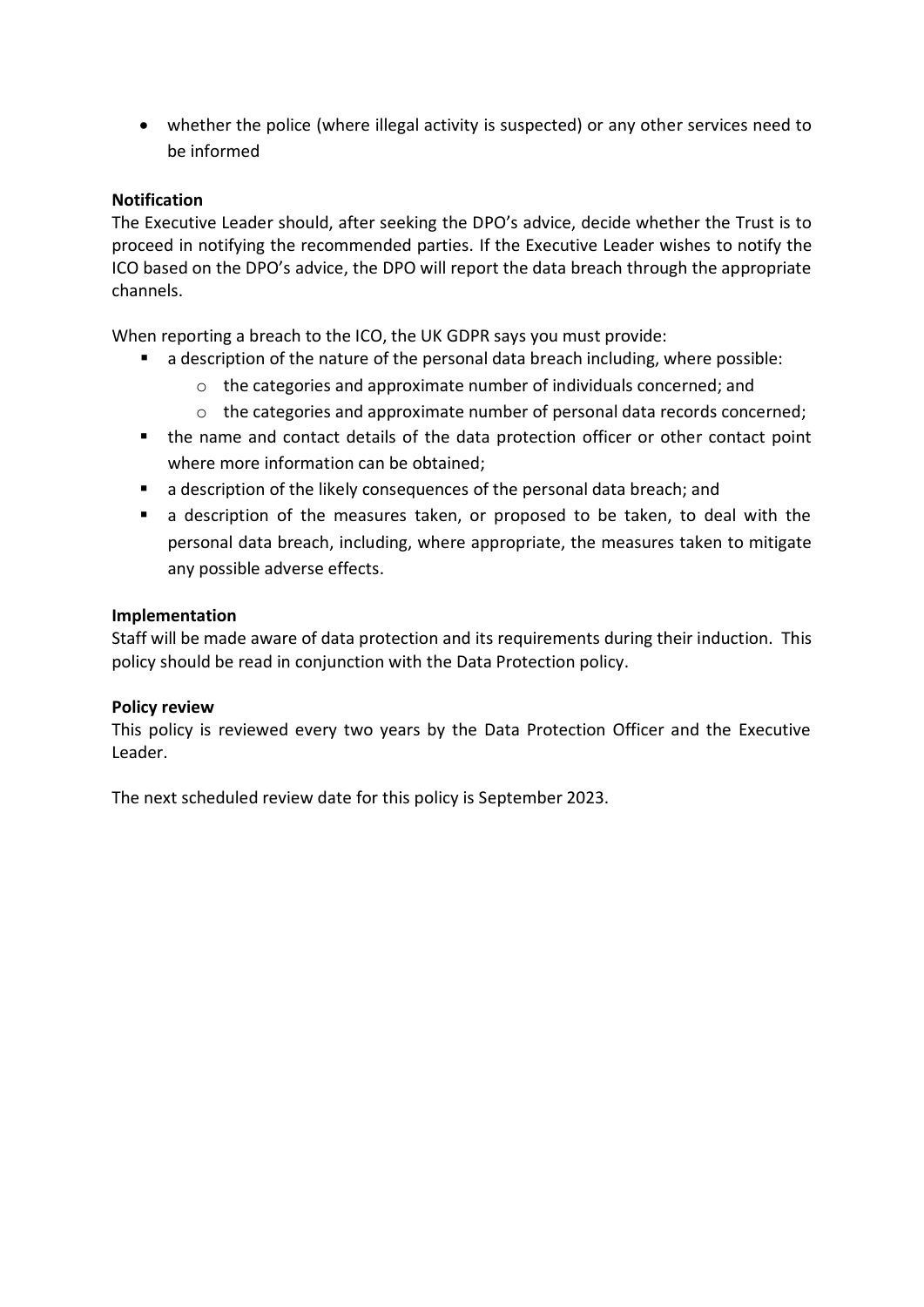- whether the police (where illegal activity is suspected) or any other services need to be informed

**Notification**
The Executive Leader should, after seeking the DPO's advice, decide whether the Trust is to proceed in notifying the recommended parties. If the Executive Leader wishes to notify the ICO based on the DPO's advice, the DPO will report the data breach through the appropriate channels.

When reporting a breach to the ICO, the UK GDPR says you must provide:

- a description of the nature of the personal data breach including, where possible:
    - the categories and approximate number of individuals concerned; and
    - the categories and approximate number of personal data records concerned;
- the name and contact details of the data protection officer or other contact point where more information can be obtained;
- a description of the likely consequences of the personal data breach; and
- a description of the measures taken, or proposed to be taken, to deal with the personal data breach, including, where appropriate, the measures taken to mitigate any possible adverse effects.

**Implementation**
Staff will be made aware of data protection and its requirements during their induction. This policy should be read in conjunction with the Data Protection policy.

**Policy review**
This policy is reviewed every two years by the Data Protection Officer and the Executive Leader.

The next scheduled review date for this policy is September 2023.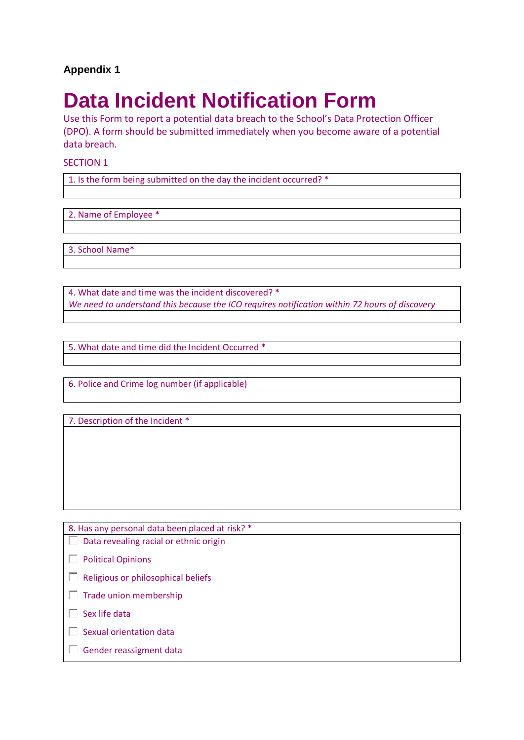**Appendix 1**

# Data Incident Notification Form

Use this Form to report a potential data breach to the School's Data Protection Officer (DPO). A form should be submitted immediately when you become aware of a potential data breach.

SECTION 1

| 1. Is the form being submitted on the day the incident occurred? * |
|---|
| |

| 2. Name of Employee * |
|---|
| |

| 3. School Name* |
|---|
| |

| 4. What date and time was the incident discovered? * *We need to understand this because the ICO requires notification within 72 hours of discovery* |
|---|
| |

| 5. What date and time did the Incident Occurred * |
|---|
| |

| 6. Police and Crime log number (if applicable) |
|---|
| |

| 7. Description of the Incident * |
|---|
| |

| 8. Has any personal data been placed at risk? * |
|---|
| ☐ Data revealing racial or ethnic origin |
| ☐ Political Opinions |
| ☐ Religious or philosophical beliefs |
| ☐ Trade union membership |
| ☐ Sex life data |
| ☐ Sexual orientation data |
| ☐ Gender reassigment data |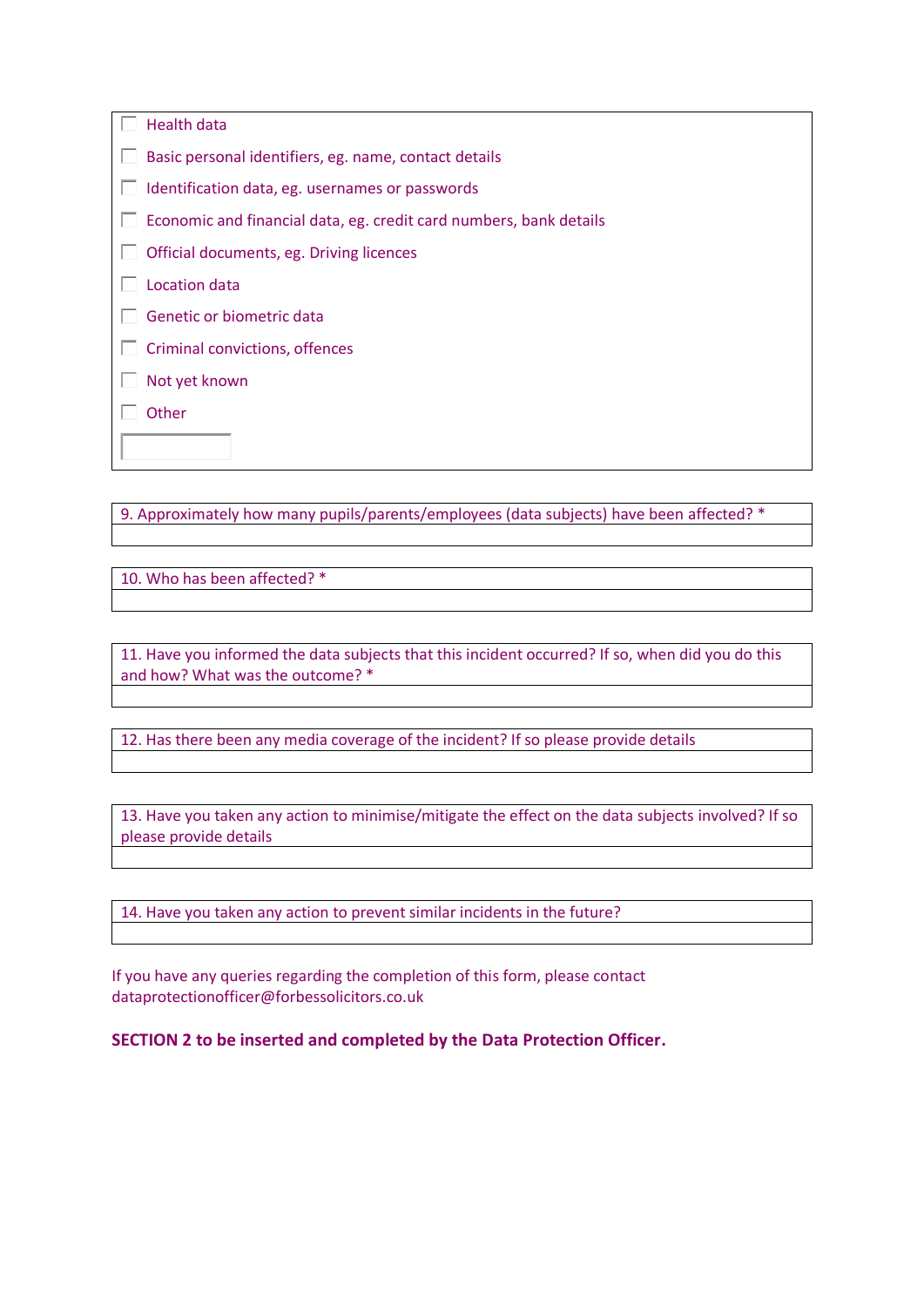- [ ] Health data
- [ ] Basic personal identifiers, eg. name, contact details
- [ ] Identification data, eg. usernames or passwords
- [ ] Economic and financial data, eg. credit card numbers, bank details
- [ ] Official documents, eg. Driving licences
- [ ] Location data
- [ ] Genetic or biometric data
- [ ] Criminal convictions, offences
- [ ] Not yet known
- [ ] Other

| 9. Approximately how many pupils/parents/employees (data subjects) have been affected? * |
|---|
| |

| 10. Who has been affected? * |
|---|
| |

| 11. Have you informed the data subjects that this incident occurred? If so, when did you do this and how? What was the outcome? * |
|---|
| |

| 12. Has there been any media coverage of the incident? If so please provide details |
|---|
| |

| 13. Have you taken any action to minimise/mitigate the effect on the data subjects involved? If so please provide details |
|---|
| |

| 14. Have you taken any action to prevent similar incidents in the future? |
|---|
| |

If you have any queries regarding the completion of this form, please contact dataprotectionofficer@forbessolicitors.co.uk

**SECTION 2 to be inserted and completed by the Data Protection Officer.**